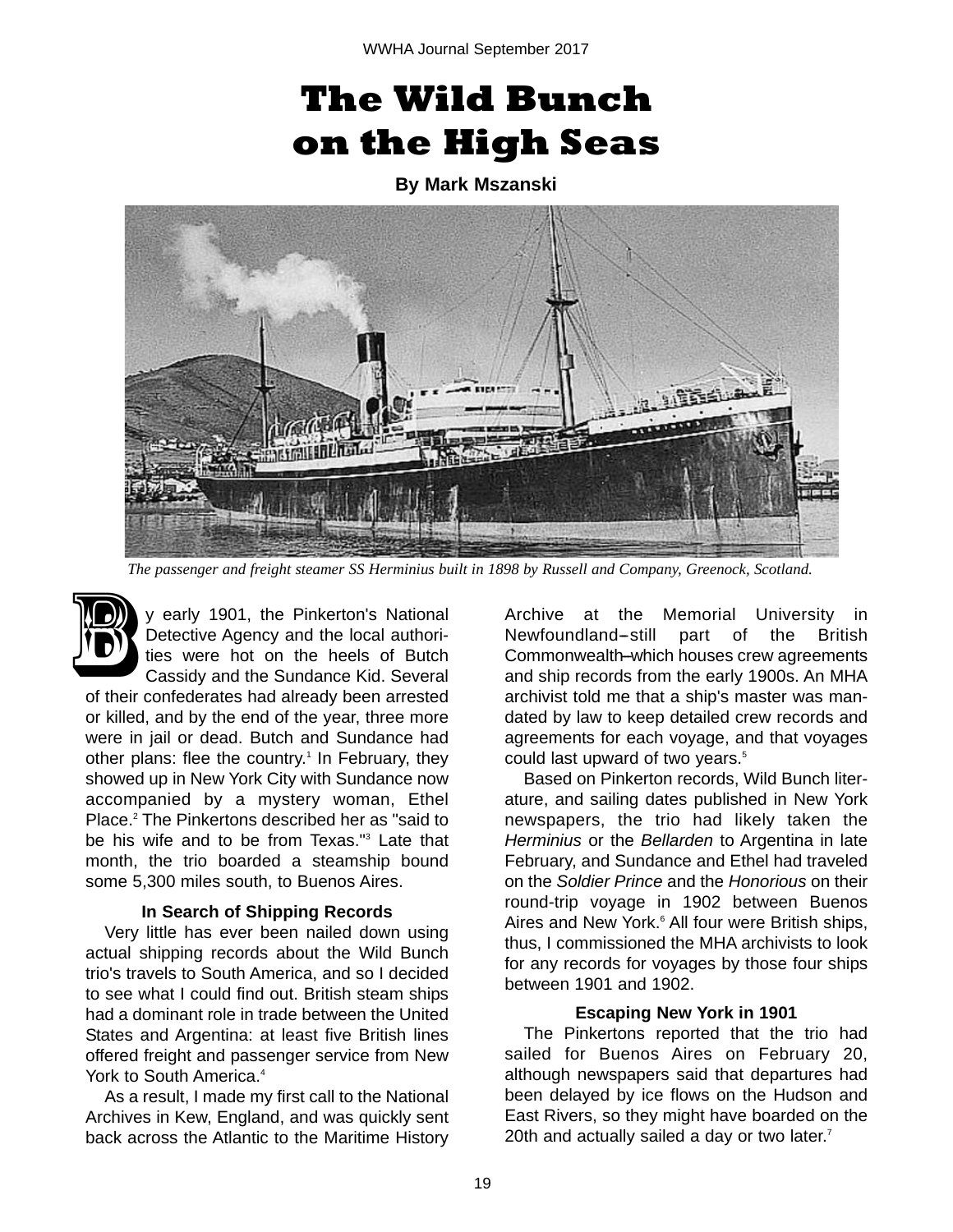# The Wild Bunch on the High Seas

**By Mark Mszanski**

*The passenger and freight steamer SS Herminius built in 1898 by Russell and Company, Greenock, Scotland.*

By early 1901, the Pinkerton's National Detective Agency and the local authorities were hot on the heels of Butch Cassidy and the Sundance Kid. Several of their confederates had already been arrested or killed, and by the end of the year, three more were in jail or dead. Butch and Sundance had other plans: flee the country.[1] In February, they showed up in New York City with Sundance now accompanied by a mystery woman, Ethel Place.[2] The Pinkertons described her as "said to be his wife and to be from Texas."[3] Late that month, the trio boarded a steamship bound some 5,300 miles south, to Buenos Aires.

### In Search of Shipping Records

Very little has ever been nailed down using actual shipping records about the Wild Bunch trio's travels to South America, and so I decided to see what I could find out. British steam ships had a dominant role in trade between the United States and Argentina: at least five British lines offered freight and passenger service from New York to South America.[4]

As a result, I made my first call to the National Archives in Kew, England, and was quickly sent back across the Atlantic to the Maritime History Archive at the Memorial University in Newfoundland–still part of the British Commonwealth–which houses crew agreements and ship records from the early 1900s. An MHA archivist told me that a ship's master was mandated by law to keep detailed crew records and agreements for each voyage, and that voyages could last upward of two years.[5]

Based on Pinkerton records, Wild Bunch literature, and sailing dates published in New York newspapers, the trio had likely taken the *Herminius* or the *Bellarden* to Argentina in late February, and Sundance and Ethel had traveled on the *Soldier Prince* and the *Honorious* on their round-trip voyage in 1902 between Buenos Aires and New York.[6] All four were British ships, thus, I commissioned the MHA archivists to look for any records for voyages by those four ships between 1901 and 1902.

### Escaping New York in 1901

The Pinkertons reported that the trio had sailed for Buenos Aires on February 20, although newspapers said that departures had been delayed by ice flows on the Hudson and East Rivers, so they might have boarded on the 20th and actually sailed a day or two later.[7]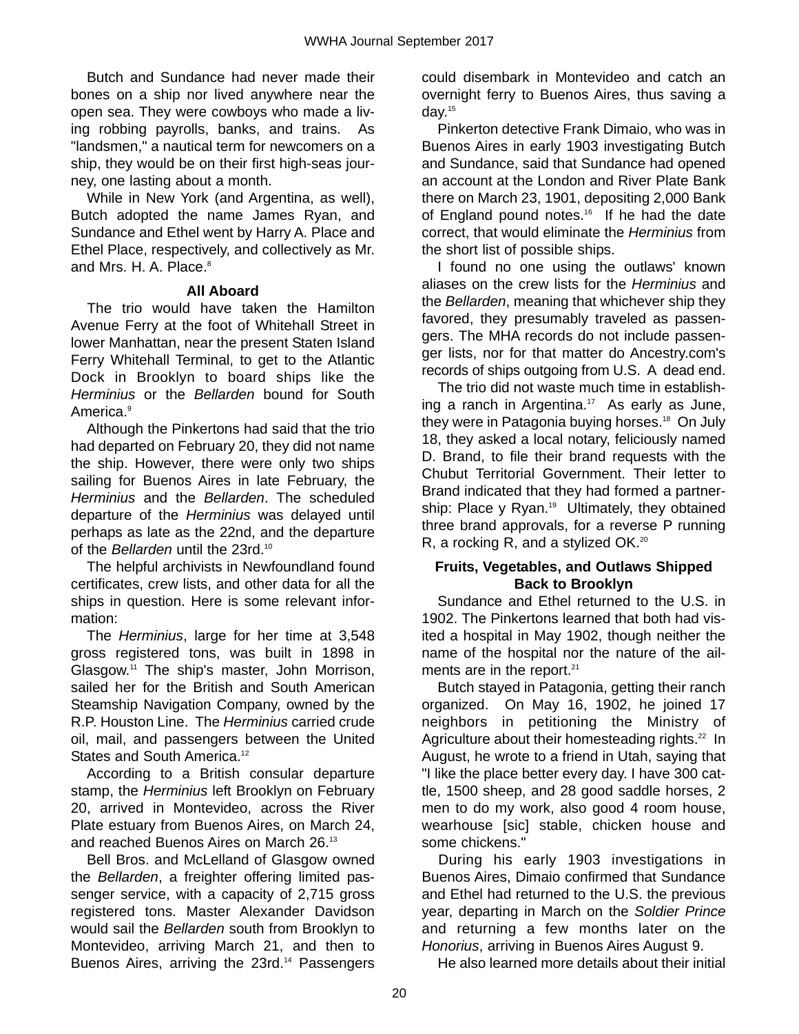Butch and Sundance had never made their bones on a ship nor lived anywhere near the open sea. They were cowboys who made a living robbing payrolls, banks, and trains. As "landsmen," a nautical term for newcomers on a ship, they would be on their first high-seas journey, one lasting about a month.

While in New York (and Argentina, as well), Butch adopted the name James Ryan, and Sundance and Ethel went by Harry A. Place and Ethel Place, respectively, and collectively as Mr. and Mrs. H. A. Place.[8]

**All Aboard**

The trio would have taken the Hamilton Avenue Ferry at the foot of Whitehall Street in lower Manhattan, near the present Staten Island Ferry Whitehall Terminal, to get to the Atlantic Dock in Brooklyn to board ships like the *Herminius* or the *Bellarden* bound for South America.[9]

Although the Pinkertons had said that the trio had departed on February 20, they did not name the ship. However, there were only two ships sailing for Buenos Aires in late February, the *Herminius* and the *Bellarden*. The scheduled departure of the *Herminius* was delayed until perhaps as late as the 22nd, and the departure of the *Bellarden* until the 23rd.[10]

The helpful archivists in Newfoundland found certificates, crew lists, and other data for all the ships in question. Here is some relevant information:

The *Herminius*, large for her time at 3,548 gross registered tons, was built in 1898 in Glasgow.[11] The ship's master, John Morrison, sailed her for the British and South American Steamship Navigation Company, owned by the R.P. Houston Line. The *Herminius* carried crude oil, mail, and passengers between the United States and South America.[12]

According to a British consular departure stamp, the *Herminius* left Brooklyn on February 20, arrived in Montevideo, across the River Plate estuary from Buenos Aires, on March 24, and reached Buenos Aires on March 26.[13]

Bell Bros. and McLelland of Glasgow owned the *Bellarden*, a freighter offering limited passenger service, with a capacity of 2,715 gross registered tons. Master Alexander Davidson would sail the *Bellarden* south from Brooklyn to Montevideo, arriving March 21, and then to Buenos Aires, arriving the 23rd.[14] Passengers could disembark in Montevideo and catch an overnight ferry to Buenos Aires, thus saving a day.[15]

Pinkerton detective Frank Dimaio, who was in Buenos Aires in early 1903 investigating Butch and Sundance, said that Sundance had opened an account at the London and River Plate Bank there on March 23, 1901, depositing 2,000 Bank of England pound notes.[16] If he had the date correct, that would eliminate the *Herminius* from the short list of possible ships.

I found no one using the outlaws' known aliases on the crew lists for the *Herminius* and the *Bellarden*, meaning that whichever ship they favored, they presumably traveled as passengers. The MHA records do not include passenger lists, nor for that matter do Ancestry.com's records of ships outgoing from U.S. A dead end.

The trio did not waste much time in establishing a ranch in Argentina.[17] As early as June, they were in Patagonia buying horses.[18] On July 18, they asked a local notary, feliciously named D. Brand, to file their brand requests with the Chubut Territorial Government. Their letter to Brand indicated that they had formed a partnership: Place y Ryan.[19] Ultimately, they obtained three brand approvals, for a reverse P running R, a rocking R, and a stylized OK.[20]

**Fruits, Vegetables, and Outlaws Shipped Back to Brooklyn**

Sundance and Ethel returned to the U.S. in 1902. The Pinkertons learned that both had visited a hospital in May 1902, though neither the name of the hospital nor the nature of the ailments are in the report.[21]

Butch stayed in Patagonia, getting their ranch organized. On May 16, 1902, he joined 17 neighbors in petitioning the Ministry of Agriculture about their homesteading rights.[22] In August, he wrote to a friend in Utah, saying that "I like the place better every day. I have 300 cattle, 1500 sheep, and 28 good saddle horses, 2 men to do my work, also good 4 room house, wearhouse [sic] stable, chicken house and some chickens."

During his early 1903 investigations in Buenos Aires, Dimaio confirmed that Sundance and Ethel had returned to the U.S. the previous year, departing in March on the *Soldier Prince* and returning a few months later on the *Honorius*, arriving in Buenos Aires August 9.

He also learned more details about their initial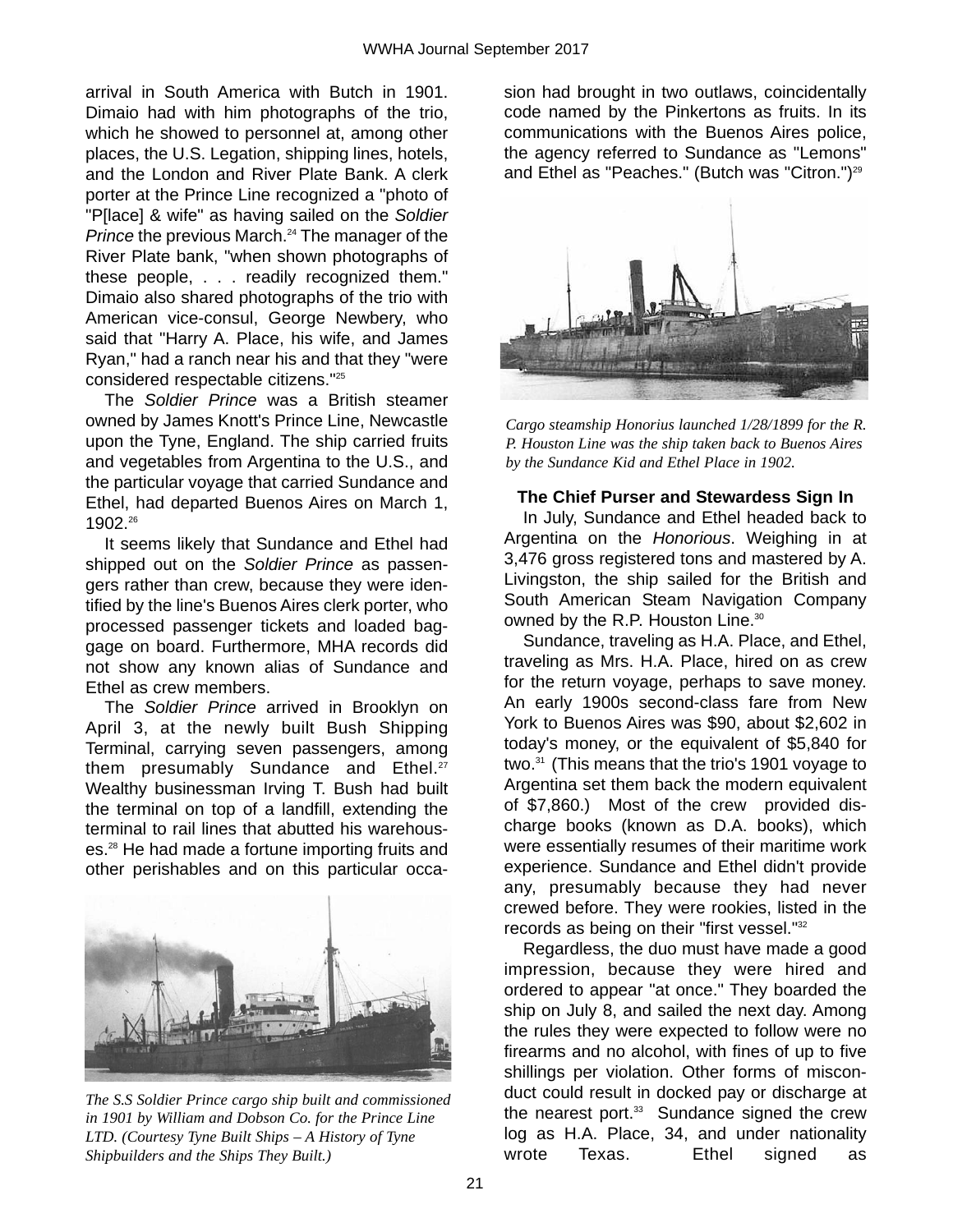arrival in South America with Butch in 1901. Dimaio had with him photographs of the trio, which he showed to personnel at, among other places, the U.S. Legation, shipping lines, hotels, and the London and River Plate Bank. A clerk porter at the Prince Line recognized a "photo of "P[lace] & wife" as having sailed on the *Soldier Prince* the previous March.[24] The manager of the River Plate bank, "when shown photographs of these people, . . . readily recognized them." Dimaio also shared photographs of the trio with American vice-consul, George Newbery, who said that "Harry A. Place, his wife, and James Ryan," had a ranch near his and that they "were considered respectable citizens."[25]

The *Soldier Prince* was a British steamer owned by James Knott's Prince Line, Newcastle upon the Tyne, England. The ship carried fruits and vegetables from Argentina to the U.S., and the particular voyage that carried Sundance and Ethel, had departed Buenos Aires on March 1, 1902.[26]

It seems likely that Sundance and Ethel had shipped out on the *Soldier Prince* as passengers rather than crew, because they were identified by the line's Buenos Aires clerk porter, who processed passenger tickets and loaded baggage on board. Furthermore, MHA records did not show any known alias of Sundance and Ethel as crew members.

The *Soldier Prince* arrived in Brooklyn on April 3, at the newly built Bush Shipping Terminal, carrying seven passengers, among them presumably Sundance and Ethel.[27] Wealthy businessman Irving T. Bush had built the terminal on top of a landfill, extending the terminal to rail lines that abutted his warehouses.[28] He had made a fortune importing fruits and other perishables and on this particular occasion had brought in two outlaws, coincidentally code named by the Pinkertons as fruits. In its communications with the Buenos Aires police, the agency referred to Sundance as "Lemons" and Ethel as "Peaches." (Butch was "Citron.")[29]

*The S.S Soldier Prince cargo ship built and commissioned in 1901 by William and Dobson Co. for the Prince Line LTD. (Courtesy Tyne Built Ships – A History of Tyne Shipbuilders and the Ships They Built.)*

*Cargo steamship Honorius launched 1/28/1899 for the R. P. Houston Line was the ship taken back to Buenos Aires by the Sundance Kid and Ethel Place in 1902.*

### The Chief Purser and Stewardess Sign In

In July, Sundance and Ethel headed back to Argentina on the *Honorious*. Weighing in at 3,476 gross registered tons and mastered by A. Livingston, the ship sailed for the British and South American Steam Navigation Company owned by the R.P. Houston Line.[30]

Sundance, traveling as H.A. Place, and Ethel, traveling as Mrs. H.A. Place, hired on as crew for the return voyage, perhaps to save money. An early 1900s second-class fare from New York to Buenos Aires was $90, about $2,602 in today's money, or the equivalent of $5,840 for two.[31] (This means that the trio's 1901 voyage to Argentina set them back the modern equivalent of $7,860.) Most of the crew provided discharge books (known as D.A. books), which were essentially resumes of their maritime work experience. Sundance and Ethel didn't provide any, presumably because they had never crewed before. They were rookies, listed in the records as being on their "first vessel."[32]

Regardless, the duo must have made a good impression, because they were hired and ordered to appear "at once." They boarded the ship on July 8, and sailed the next day. Among the rules they were expected to follow were no firearms and no alcohol, with fines of up to five shillings per violation. Other forms of misconduct could result in docked pay or discharge at the nearest port.[33] Sundance signed the crew log as H.A. Place, 34, and under nationality wrote Texas. Ethel signed as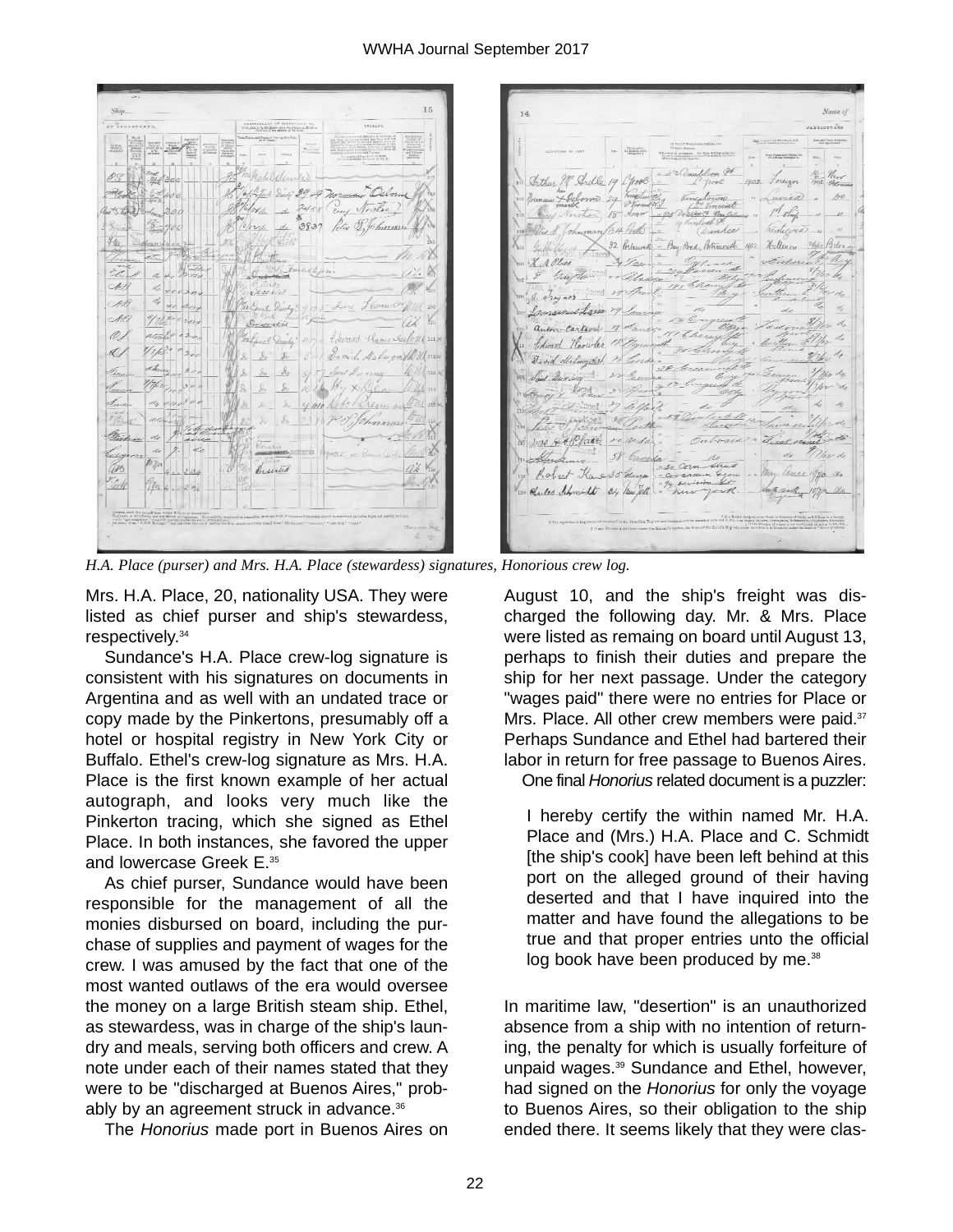*H.A. Place (purser) and Mrs. H.A. Place (stewardess) signatures, Honorious crew log.*

Mrs. H.A. Place, 20, nationality USA. They were listed as chief purser and ship's stewardess, respectively.[34]

Sundance's H.A. Place crew-log signature is consistent with his signatures on documents in Argentina and as well with an undated trace or copy made by the Pinkertons, presumably off a hotel or hospital registry in New York City or Buffalo. Ethel's crew-log signature as Mrs. H.A. Place is the first known example of her actual autograph, and looks very much like the Pinkerton tracing, which she signed as Ethel Place. In both instances, she favored the upper and lowercase Greek E.[35]

As chief purser, Sundance would have been responsible for the management of all the monies disbursed on board, including the purchase of supplies and payment of wages for the crew. I was amused by the fact that one of the most wanted outlaws of the era would oversee the money on a large British steam ship. Ethel, as stewardess, was in charge of the ship's laundry and meals, serving both officers and crew. A note under each of their names stated that they were to be "discharged at Buenos Aires," probably by an agreement struck in advance.[36]

The *Honorius* made port in Buenos Aires on August 10, and the ship's freight was discharged the following day. Mr. & Mrs. Place were listed as remaing on board until August 13, perhaps to finish their duties and prepare the ship for her next passage. Under the category "wages paid" there were no entries for Place or Mrs. Place. All other crew members were paid.[37] Perhaps Sundance and Ethel had bartered their labor in return for free passage to Buenos Aires.

One final *Honorius* related document is a puzzler:

> I hereby certify the within named Mr. H.A. Place and (Mrs.) H.A. Place and C. Schmidt [the ship's cook] have been left behind at this port on the alleged ground of their having deserted and that I have inquired into the matter and have found the allegations to be true and that proper entries unto the official log book have been produced by me.[38]

In maritime law, "desertion" is an unauthorized absence from a ship with no intention of returning, the penalty for which is usually forfeiture of unpaid wages.[39] Sundance and Ethel, however, had signed on the *Honorius* for only the voyage to Buenos Aires, so their obligation to the ship ended there. It seems likely that they were clas-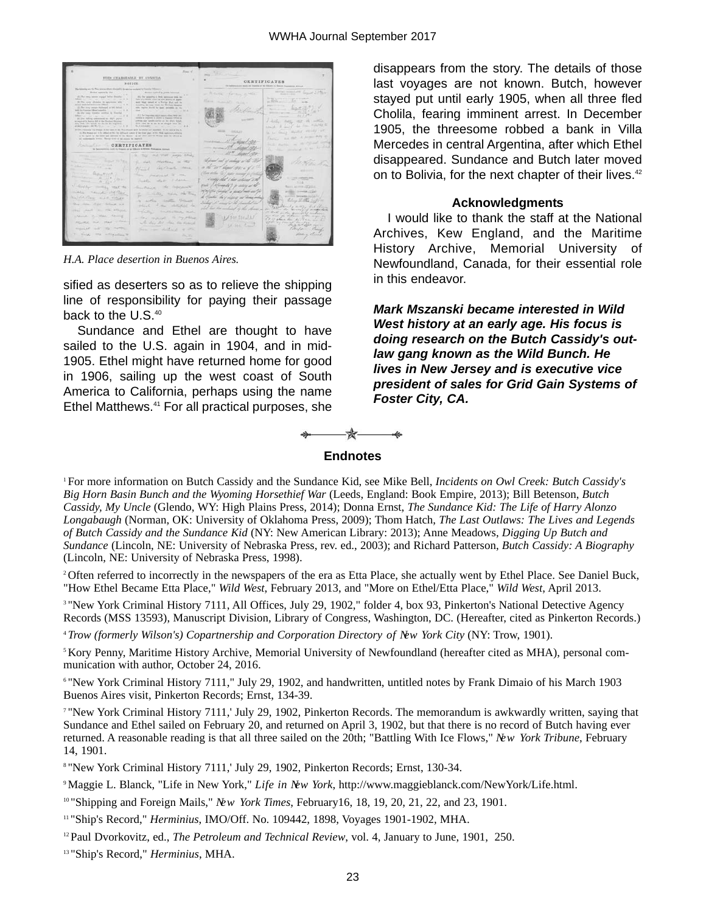*H.A. Place desertion in Buenos Aires.*

sified as deserters so as to relieve the shipping line of responsibility for paying their passage back to the U.S.[40]

Sundance and Ethel are thought to have sailed to the U.S. again in 1904, and in mid-1905. Ethel might have returned home for good in 1906, sailing up the west coast of South America to California, perhaps using the name Ethel Matthews.[41] For all practical purposes, she disappears from the story. The details of those last voyages are not known. Butch, however stayed put until early 1905, when all three fled Cholila, fearing imminent arrest. In December 1905, the threesome robbed a bank in Villa Mercedes in central Argentina, after which Ethel disappeared. Sundance and Butch later moved on to Bolivia, for the next chapter of their lives.[42]

### Acknowledgments

I would like to thank the staff at the National Archives, Kew England, and the Maritime History Archive, Memorial University of Newfoundland, Canada, for their essential role in this endeavor.

***Mark Mszanski became interested in Wild West history at an early age. His focus is doing research on the Butch Cassidy's outlaw gang known as the Wild Bunch. He lives in New Jersey and is executive vice president of sales for Grid Gain Systems of Foster City, CA.***

## Endnotes

[1] For more information on Butch Cassidy and the Sundance Kid, see Mike Bell, *Incidents on Owl Creek: Butch Cassidy's Big Horn Basin Bunch and the Wyoming Horsethief War* (Leeds, England: Book Empire, 2013); Bill Betenson, *Butch Cassidy, My Uncle* (Glendo, WY: High Plains Press, 2014); Donna Ernst, *The Sundance Kid: The Life of Harry Alonzo Longabaugh* (Norman, OK: University of Oklahoma Press, 2009); Thom Hatch, *The Last Outlaws: The Lives and Legends of Butch Cassidy and the Sundance Kid* (NY: New American Library: 2013); Anne Meadows, *Digging Up Butch and Sundance* (Lincoln, NE: University of Nebraska Press, rev. ed., 2003); and Richard Patterson, *Butch Cassidy: A Biography* (Lincoln, NE: University of Nebraska Press, 1998).

[2] Often referred to incorrectly in the newspapers of the era as Etta Place, she actually went by Ethel Place. See Daniel Buck, "How Ethel Became Etta Place," *Wild West*, February 2013, and "More on Ethel/Etta Place," *Wild West*, April 2013.

[3] "New York Criminal History 7111, All Offices, July 29, 1902," folder 4, box 93, Pinkerton's National Detective Agency Records (MSS 13593), Manuscript Division, Library of Congress, Washington, DC. (Hereafter, cited as Pinkerton Records.)

[4] *Trow (formerly Wilson's) Copartnership and Corporation Directory of New York City* (NY: Trow, 1901).

[5] Kory Penny, Maritime History Archive, Memorial University of Newfoundland (hereafter cited as MHA), personal communication with author, October 24, 2016.

[6] "New York Criminal History 7111," July 29, 1902, and handwritten, untitled notes by Frank Dimaio of his March 1903 Buenos Aires visit, Pinkerton Records; Ernst, 134-39.

[7] "New York Criminal History 7111,' July 29, 1902, Pinkerton Records. The memorandum is awkwardly written, saying that Sundance and Ethel sailed on February 20, and returned on April 3, 1902, but that there is no record of Butch having ever returned. A reasonable reading is that all three sailed on the 20th; "Battling With Ice Flows," *New York Tribune*, February 14, 1901.

[8] "New York Criminal History 7111,' July 29, 1902, Pinkerton Records; Ernst, 130-34.

[9] Maggie L. Blanck, "Life in New York," *Life in New York*, http://www.maggieblanck.com/NewYork/Life.html.

[10] "Shipping and Foreign Mails," *New York Times*, February16, 18, 19, 20, 21, 22, and 23, 1901.

[11] "Ship's Record," *Herminius*, IMO/Off. No. 109442, 1898, Voyages 1901-1902, MHA.

[12] Paul Dvorkovitz, ed., *The Petroleum and Technical Review*, vol. 4, January to June, 1901, 250.

[13] "Ship's Record," *Herminius*, MHA.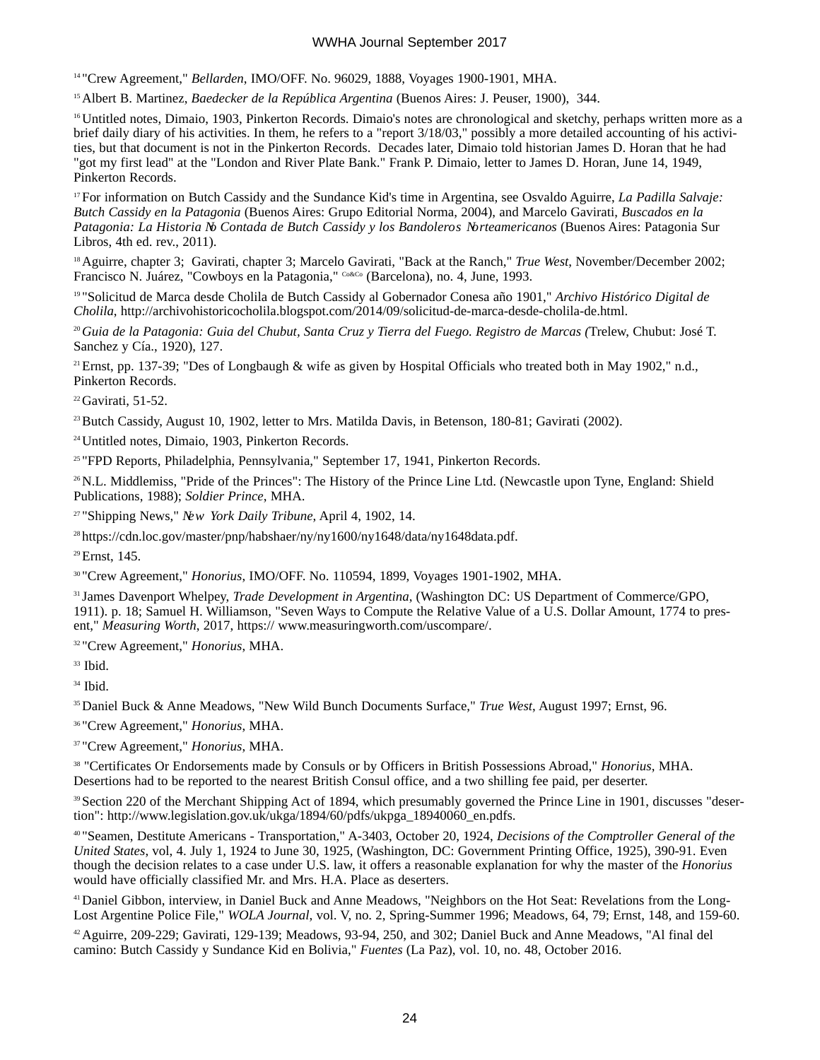[14] "Crew Agreement," *Bellarden*, IMO/OFF. No. 96029, 1888, Voyages 1900-1901, MHA.

[15] Albert B. Martinez, *Baedecker de la República Argentina* (Buenos Aires: J. Peuser, 1900), 344.

[16] Untitled notes, Dimaio, 1903, Pinkerton Records. Dimaio's notes are chronological and sketchy, perhaps written more as a brief daily diary of his activities. In them, he refers to a "report 3/18/03," possibly a more detailed accounting of his activities, but that document is not in the Pinkerton Records. Decades later, Dimaio told historian James D. Horan that he had "got my first lead" at the "London and River Plate Bank." Frank P. Dimaio, letter to James D. Horan, June 14, 1949, Pinkerton Records.

[17] For information on Butch Cassidy and the Sundance Kid's time in Argentina, see Osvaldo Aguirre, *La Padilla Salvaje: Butch Cassidy en la Patagonia* (Buenos Aires: Grupo Editorial Norma, 2004), and Marcelo Gavirati, *Buscados en la Patagonia: La Historia No Contada de Butch Cassidy y los Bandoleros Norteamericanos* (Buenos Aires: Patagonia Sur Libros, 4th ed. rev., 2011).

[18] Aguirre, chapter 3; Gavirati, chapter 3; Marcelo Gavirati, "Back at the Ranch," *True West*, November/December 2002; Francisco N. Juárez, "Cowboys en la Patagonia," Co&Co (Barcelona), no. 4, June, 1993.

[19] "Solicitud de Marca desde Cholila de Butch Cassidy al Gobernador Conesa año 1901," *Archivo Histórico Digital de Cholila*, http://archivohistoricocholila.blogspot.com/2014/09/solicitud-de-marca-desde-cholila-de.html.

[20] *Guia de la Patagonia: Guia del Chubut, Santa Cruz y Tierra del Fuego. Registro de Marcas (*Trelew, Chubut: José T. Sanchez y Cía., 1920), 127.

[21] Ernst, pp. 137-39; "Des of Longbaugh & wife as given by Hospital Officials who treated both in May 1902," n.d., Pinkerton Records.

[22] Gavirati, 51-52.

[23] Butch Cassidy, August 10, 1902, letter to Mrs. Matilda Davis, in Betenson, 180-81; Gavirati (2002).

[24] Untitled notes, Dimaio, 1903, Pinkerton Records.

[25] "FPD Reports, Philadelphia, Pennsylvania," September 17, 1941, Pinkerton Records.

[26] N.L. Middlemiss, "Pride of the Princes": The History of the Prince Line Ltd. (Newcastle upon Tyne, England: Shield Publications, 1988); *Soldier Prince*, MHA.

[27] "Shipping News," *New York Daily Tribune*, April 4, 1902, 14.

[28] https://cdn.loc.gov/master/pnp/habshaer/ny/ny1600/ny1648/data/ny1648data.pdf.

[29] Ernst, 145.

[30] "Crew Agreement," *Honorius*, IMO/OFF. No. 110594, 1899, Voyages 1901-1902, MHA.

[31] James Davenport Whelpey, *Trade Development in Argentina*, (Washington DC: US Department of Commerce/GPO, 1911). p. 18; Samuel H. Williamson, "Seven Ways to Compute the Relative Value of a U.S. Dollar Amount, 1774 to present," *Measuring Worth*, 2017, https:// www.measuringworth.com/uscompare/.

[32] "Crew Agreement," *Honorius*, MHA.

[33] Ibid.

[34] Ibid.

[35] Daniel Buck & Anne Meadows, "New Wild Bunch Documents Surface," *True West*, August 1997; Ernst, 96.

[36] "Crew Agreement," *Honorius*, MHA.

[37] "Crew Agreement," *Honorius*, MHA.

[38] "Certificates Or Endorsements made by Consuls or by Officers in British Possessions Abroad," *Honorius*, MHA. Desertions had to be reported to the nearest British Consul office, and a two shilling fee paid, per deserter.

[39] Section 220 of the Merchant Shipping Act of 1894, which presumably governed the Prince Line in 1901, discusses "desertion": http://www.legislation.gov.uk/ukga/1894/60/pdfs/ukpga_18940060_en.pdfs.

[40] "Seamen, Destitute Americans - Transportation," A-3403, October 20, 1924, *Decisions of the Comptroller General of the United States*, vol, 4. July 1, 1924 to June 30, 1925, (Washington, DC: Government Printing Office, 1925), 390-91. Even though the decision relates to a case under U.S. law, it offers a reasonable explanation for why the master of the *Honorius* would have officially classified Mr. and Mrs. H.A. Place as deserters.

[41] Daniel Gibbon, interview, in Daniel Buck and Anne Meadows, "Neighbors on the Hot Seat: Revelations from the Long-Lost Argentine Police File," *WOLA Journal*, vol. V, no. 2, Spring-Summer 1996; Meadows, 64, 79; Ernst, 148, and 159-60.

[42] Aguirre, 209-229; Gavirati, 129-139; Meadows, 93-94, 250, and 302; Daniel Buck and Anne Meadows, "Al final del camino: Butch Cassidy y Sundance Kid en Bolivia," *Fuentes* (La Paz), vol. 10, no. 48, October 2016.